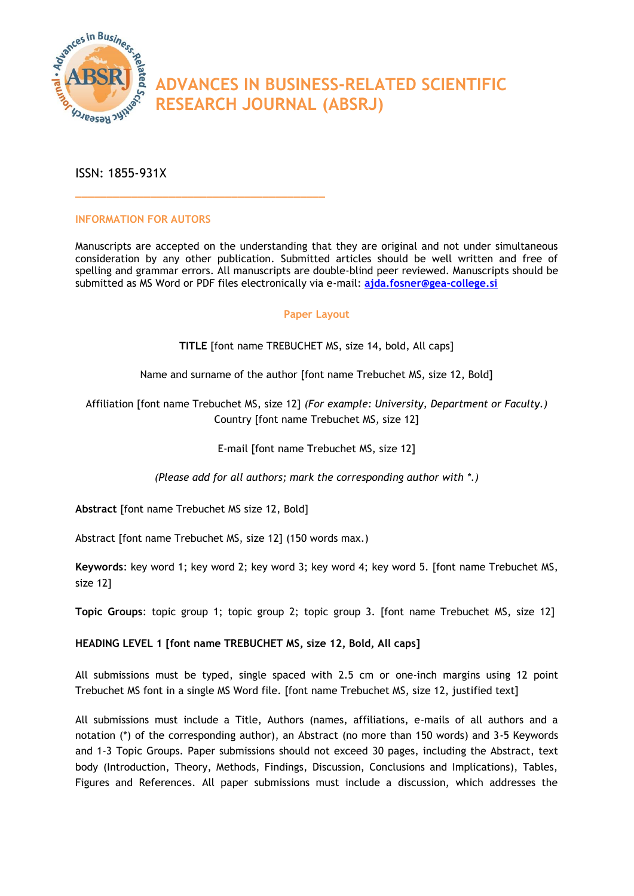# ADVANCES IN BUSINESS-RELATED SCIENTIFIC RESEARCH JOURNAL (ABSRJ)

ISSN: 1855-931X

---

## INFORMATION FOR AUTORS

Manuscripts are accepted on the understanding that they are original and not under simultaneous consideration by any other publication. Submitted articles should be well written and free of spelling and grammar errors. All manuscripts are double-blind peer reviewed. Manuscripts should be submitted as MS Word or PDF files electronically via e-mail: **ajda.fosner@gea-college.si**

### Paper Layout

**TITLE** [font name TREBUCHET MS, size 14, bold, All caps]

Name and surname of the author [font name Trebuchet MS, size 12, Bold]

Affiliation [font name Trebuchet MS, size 12] *(For example: University, Department or Faculty.)*
Country [font name Trebuchet MS, size 12]

E-mail [font name Trebuchet MS, size 12]

*(Please add for all authors; mark the corresponding author with *.)*

**Abstract** [font name Trebuchet MS size 12, Bold]

Abstract [font name Trebuchet MS, size 12] (150 words max.)

**Keywords**: key word 1; key word 2; key word 3; key word 4; key word 5. [font name Trebuchet MS, size 12]

**Topic Groups**: topic group 1; topic group 2; topic group 3. [font name Trebuchet MS, size 12]

**HEADING LEVEL 1 [font name TREBUCHET MS, size 12, Bold, All caps]**

All submissions must be typed, single spaced with 2.5 cm or one-inch margins using 12 point Trebuchet MS font in a single MS Word file. [font name Trebuchet MS, size 12, justified text]

All submissions must include a Title, Authors (names, affiliations, e-mails of all authors and a notation (*) of the corresponding author), an Abstract (no more than 150 words) and 3-5 Keywords and 1-3 Topic Groups. Paper submissions should not exceed 30 pages, including the Abstract, text body (Introduction, Theory, Methods, Findings, Discussion, Conclusions and Implications), Tables, Figures and References. All paper submissions must include a discussion, which addresses the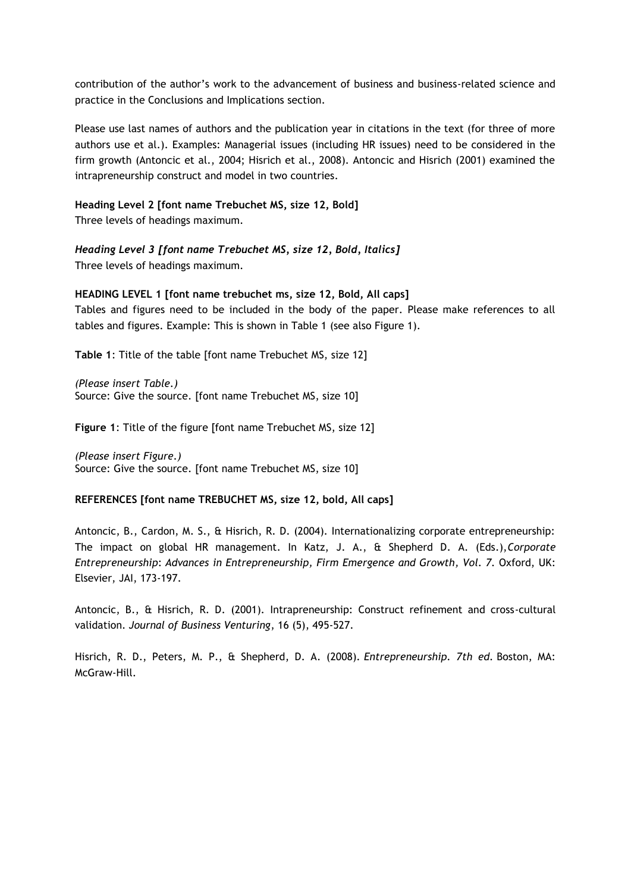contribution of the author's work to the advancement of business and business-related science and practice in the Conclusions and Implications section.

Please use last names of authors and the publication year in citations in the text (for three of more authors use et al.). Examples: Managerial issues (including HR issues) need to be considered in the firm growth (Antoncic et al., 2004; Hisrich et al., 2008). Antoncic and Hisrich (2001) examined the intrapreneurship construct and model in two countries.

### Heading Level 2 [font name Trebuchet MS, size 12, Bold]

Three levels of headings maximum.

#### *Heading Level 3 [font name Trebuchet MS, size 12, Bold, Italics]*

Three levels of headings maximum.

## HEADING LEVEL 1 [font name trebuchet ms, size 12, Bold, All caps]

Tables and figures need to be included in the body of the paper. Please make references to all tables and figures. Example: This is shown in Table 1 (see also Figure 1).

**Table 1**: Title of the table [font name Trebuchet MS, size 12]

*(Please insert Table.)*
Source: Give the source. [font name Trebuchet MS, size 10]

**Figure 1**: Title of the figure [font name Trebuchet MS, size 12]

*(Please insert Figure.)*
Source: Give the source. [font name Trebuchet MS, size 10]

## REFERENCES [font name TREBUCHET MS, size 12, bold, All caps]

Antoncic, B., Cardon, M. S., & Hisrich, R. D. (2004). Internationalizing corporate entrepreneurship: The impact on global HR management. In Katz, J. A., & Shepherd D. A. (Eds.),*Corporate Entrepreneurship*: *Advances in Entrepreneurship, Firm Emergence and Growth, Vol. 7*. Oxford, UK: Elsevier, JAI, 173-197.

Antoncic, B., & Hisrich, R. D. (2001). Intrapreneurship: Construct refinement and cross-cultural validation. *Journal of Business Venturing*, 16 (5), 495-527.

Hisrich, R. D., Peters, M. P., & Shepherd, D. A. (2008). *Entrepreneurship. 7th ed*. Boston, MA: McGraw-Hill.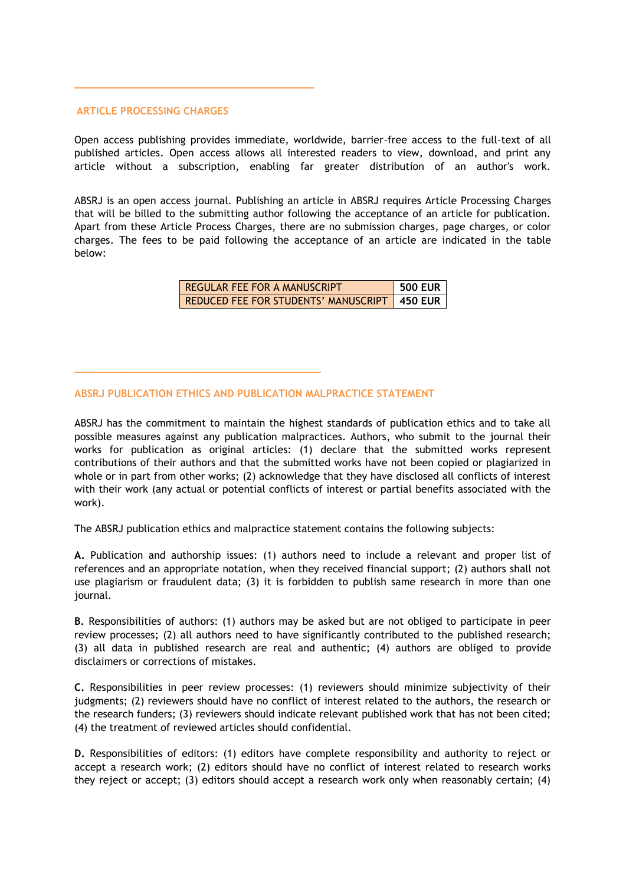## ARTICLE PROCESSING CHARGES

Open access publishing provides immediate, worldwide, barrier-free access to the full-text of all published articles. Open access allows all interested readers to view, download, and print any article without a subscription, enabling far greater distribution of an author's work.

ABSRJ is an open access journal. Publishing an article in ABSRJ requires Article Processing Charges that will be billed to the submitting author following the acceptance of an article for publication. Apart from these Article Process Charges, there are no submission charges, page charges, or color charges. The fees to be paid following the acceptance of an article are indicated in the table below:

| | |
|---|---|
| REGULAR FEE FOR A MANUSCRIPT | **500 EUR** |
| REDUCED FEE FOR STUDENTS' MANUSCRIPT | **450 EUR** |

## ABSRJ PUBLICATION ETHICS AND PUBLICATION MALPRACTICE STATEMENT

ABSRJ has the commitment to maintain the highest standards of publication ethics and to take all possible measures against any publication malpractices. Authors, who submit to the journal their works for publication as original articles: (1) declare that the submitted works represent contributions of their authors and that the submitted works have not been copied or plagiarized in whole or in part from other works; (2) acknowledge that they have disclosed all conflicts of interest with their work (any actual or potential conflicts of interest or partial benefits associated with the work).

The ABSRJ publication ethics and malpractice statement contains the following subjects:

**A.** Publication and authorship issues: (1) authors need to include a relevant and proper list of references and an appropriate notation, when they received financial support; (2) authors shall not use plagiarism or fraudulent data; (3) it is forbidden to publish same research in more than one journal.

**B.** Responsibilities of authors: (1) authors may be asked but are not obliged to participate in peer review processes; (2) all authors need to have significantly contributed to the published research; (3) all data in published research are real and authentic; (4) authors are obliged to provide disclaimers or corrections of mistakes.

**C.** Responsibilities in peer review processes: (1) reviewers should minimize subjectivity of their judgments; (2) reviewers should have no conflict of interest related to the authors, the research or the research funders; (3) reviewers should indicate relevant published work that has not been cited; (4) the treatment of reviewed articles should confidential.

**D.** Responsibilities of editors: (1) editors have complete responsibility and authority to reject or accept a research work; (2) editors should have no conflict of interest related to research works they reject or accept; (3) editors should accept a research work only when reasonably certain; (4)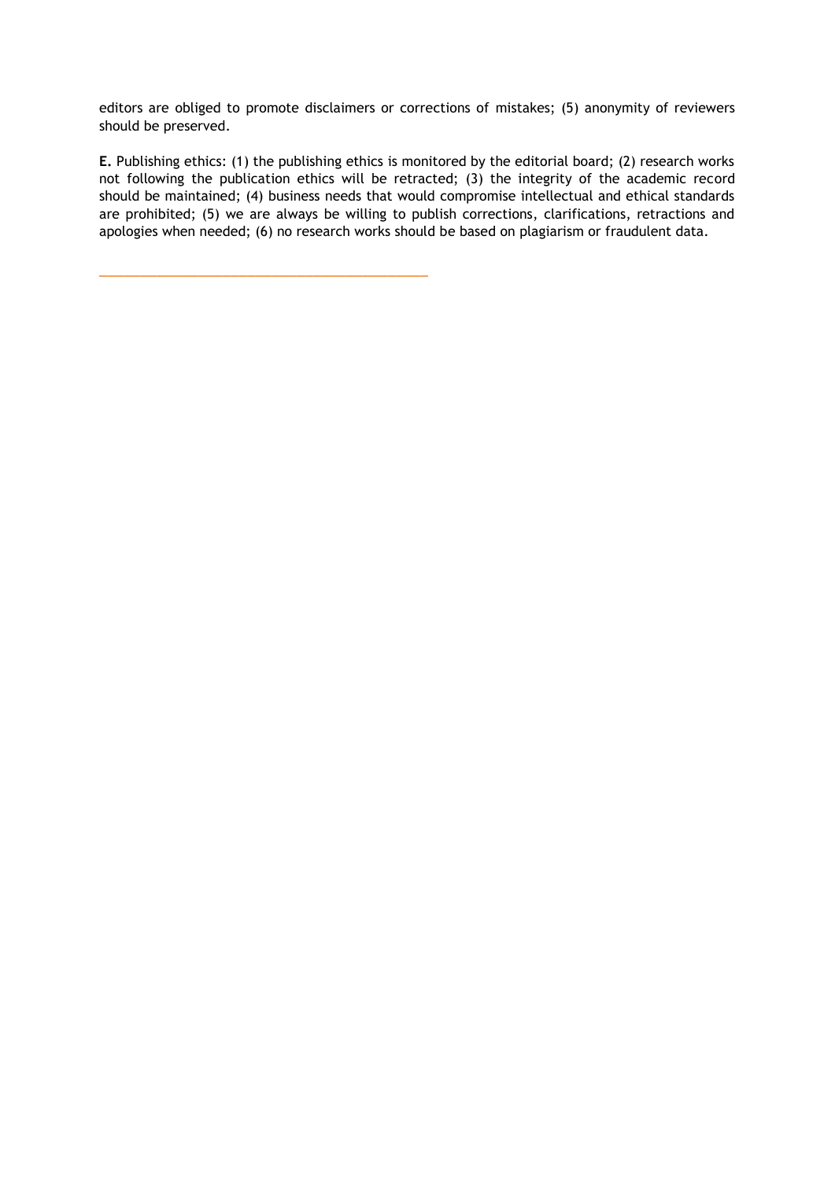editors are obliged to promote disclaimers or corrections of mistakes; (5) anonymity of reviewers should be preserved.

**E.** Publishing ethics: (1) the publishing ethics is monitored by the editorial board; (2) research works not following the publication ethics will be retracted; (3) the integrity of the academic record should be maintained; (4) business needs that would compromise intellectual and ethical standards are prohibited; (5) we are always be willing to publish corrections, clarifications, retractions and apologies when needed; (6) no research works should be based on plagiarism or fraudulent data.

---